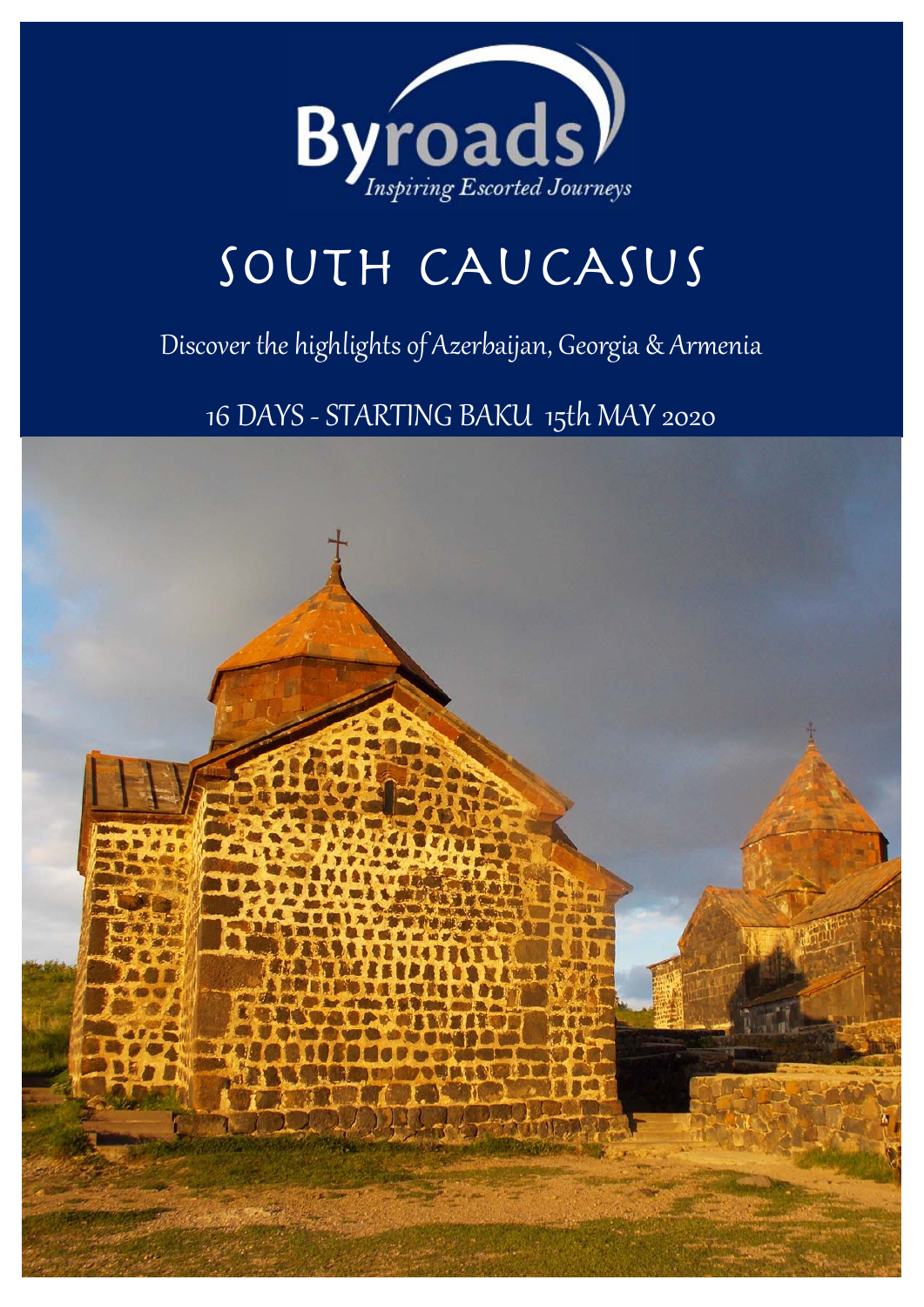Byroads

*Inspiring Escorted Journeys*

# SOUTH CAUCASUS

Discover the highlights of Azerbaijan, Georgia & Armenia

16 DAYS - STARTING BAKU 15th MAY 2020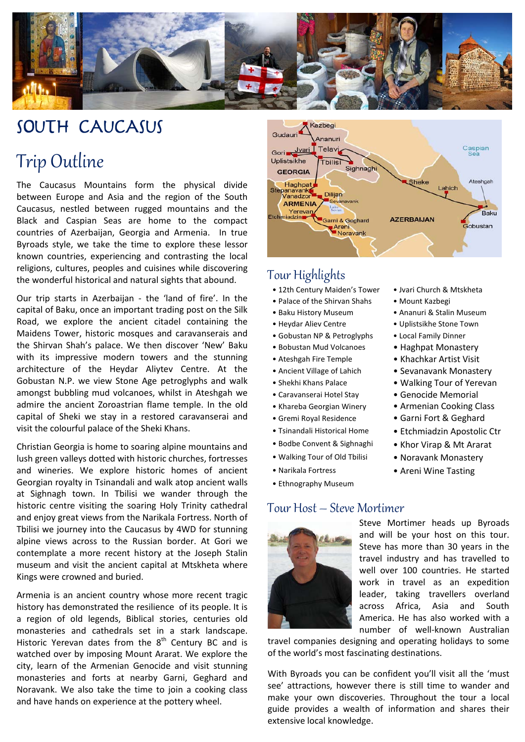# SOUTH CAUCASUS

## Trip Outline

The Caucasus Mountains form the physical divide between Europe and Asia and the region of the South Caucasus, nestled between rugged mountains and the Black and Caspian Seas are home to the compact countries of Azerbaijan, Georgia and Armenia. In true Byroads style, we take the time to explore these lessor known countries, experiencing and contrasting the local religions, cultures, peoples and cuisines while discovering the wonderful historical and natural sights that abound.

Our trip starts in Azerbaijan - the 'land of fire'. In the capital of Baku, once an important trading post on the Silk Road, we explore the ancient citadel containing the Maidens Tower, historic mosques and caravanserais and the Shirvan Shah's palace. We then discover 'New' Baku with its impressive modern towers and the stunning architecture of the Heydar Aliytev Centre. At the Gobustan N.P. we view Stone Age petroglyphs and walk amongst bubbling mud volcanoes, whilst in Ateshgah we admire the ancient Zoroastrian flame temple. In the old capital of Sheki we stay in a restored caravanserai and visit the colourful palace of the Sheki Khans.

Christian Georgia is home to soaring alpine mountains and lush green valleys dotted with historic churches, fortresses and wineries. We explore historic homes of ancient Georgian royalty in Tsinandali and walk atop ancient walls at Sighnagh town. In Tbilisi we wander through the historic centre visiting the soaring Holy Trinity cathedral and enjoy great views from the Narikala Fortress. North of Tbilisi we journey into the Caucasus by 4WD for stunning alpine views across to the Russian border. At Gori we contemplate a more recent history at the Joseph Stalin museum and visit the ancient capital at Mtskheta where Kings were crowned and buried.

Armenia is an ancient country whose more recent tragic history has demonstrated the resilience of its people. It is a region of old legends, Biblical stories, centuries old monasteries and cathedrals set in a stark landscape. Historic Yerevan dates from the 8th Century BC and is watched over by imposing Mount Ararat. We explore the city, learn of the Armenian Genocide and visit stunning monasteries and forts at nearby Garni, Geghard and Noravank. We also take the time to join a cooking class and have hands on experience at the pottery wheel.

## Tour Highlights

- 12th Century Maiden's Tower
- Palace of the Shirvan Shahs
- Baku History Museum
- Heydar Aliev Centre
- Gobustan NP & Petroglyphs
- Bobustan Mud Volcanoes
- Ateshgah Fire Temple
- Ancient Village of Lahich
- Shekhi Khans Palace
- Caravanserai Hotel Stay
- Khareba Georgian Winery
- Gremi Royal Residence
- Tsinandali Historical Home
- Bodbe Convent & Sighnaghi
- Walking Tour of Old Tbilisi
- Narikala Fortress
- Ethnography Museum
- Jvari Church & Mtskheta
- Mount Kazbegi
- Ananuri & Stalin Museum
- Uplistsikhe Stone Town
- Local Family Dinner
- Haghpat Monastery
- Khachkar Artist Visit
- Sevanavank Monastery
- Walking Tour of Yerevan
- Genocide Memorial
- Armenian Cooking Class
- Garni Fort & Geghard
- Etchmiadzin Apostolic Ctr
- Khor Virap & Mt Ararat
- Noravank Monastery
- Areni Wine Tasting

## Tour Host – Steve Mortimer

Steve Mortimer heads up Byroads and will be your host on this tour. Steve has more than 30 years in the travel industry and has travelled to well over 100 countries. He started work in travel as an expedition leader, taking travellers overland across Africa, Asia and South America. He has also worked with a number of well-known Australian travel companies designing and operating holidays to some of the world's most fascinating destinations.

With Byroads you can be confident you'll visit all the 'must see' attractions, however there is still time to wander and make your own discoveries. Throughout the tour a local guide provides a wealth of information and shares their extensive local knowledge.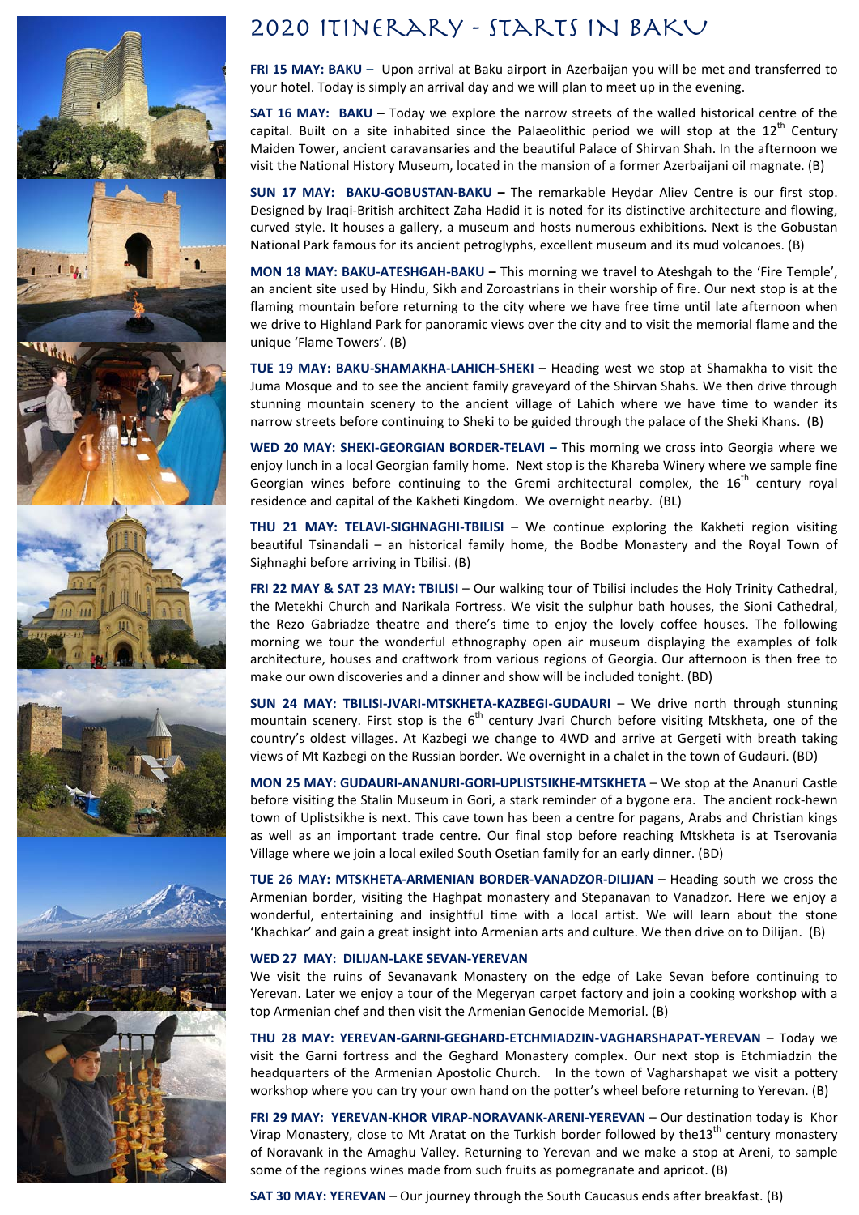# 2020 Itinerary - Starts in Baku

**FRI 15 MAY: BAKU –** Upon arrival at Baku airport in Azerbaijan you will be met and transferred to your hotel. Today is simply an arrival day and we will plan to meet up in the evening.

**SAT 16 MAY: BAKU –** Today we explore the narrow streets of the walled historical centre of the capital. Built on a site inhabited since the Palaeolithic period we will stop at the 12th Century Maiden Tower, ancient caravansaries and the beautiful Palace of Shirvan Shah. In the afternoon we visit the National History Museum, located in the mansion of a former Azerbaijani oil magnate. (B)

**SUN 17 MAY: BAKU-GOBUSTAN-BAKU –** The remarkable Heydar Aliev Centre is our first stop. Designed by Iraqi-British architect Zaha Hadid it is noted for its distinctive architecture and flowing, curved style. It houses a gallery, a museum and hosts numerous exhibitions. Next is the Gobustan National Park famous for its ancient petroglyphs, excellent museum and its mud volcanoes. (B)

**MON 18 MAY: BAKU-ATESHGAH-BAKU –** This morning we travel to Ateshgah to the 'Fire Temple', an ancient site used by Hindu, Sikh and Zoroastrians in their worship of fire. Our next stop is at the flaming mountain before returning to the city where we have free time until late afternoon when we drive to Highland Park for panoramic views over the city and to visit the memorial flame and the unique 'Flame Towers'. (B)

**TUE 19 MAY: BAKU-SHAMAKHA-LAHICH-SHEKI –** Heading west we stop at Shamakha to visit the Juma Mosque and to see the ancient family graveyard of the Shirvan Shahs. We then drive through stunning mountain scenery to the ancient village of Lahich where we have time to wander its narrow streets before continuing to Sheki to be guided through the palace of the Sheki Khans. (B)

**WED 20 MAY: SHEKI-GEORGIAN BORDER-TELAVI –** This morning we cross into Georgia where we enjoy lunch in a local Georgian family home. Next stop is the Khareba Winery where we sample fine Georgian wines before continuing to the Gremi architectural complex, the 16th century royal residence and capital of the Kakheti Kingdom. We overnight nearby. (BL)

**THU 21 MAY: TELAVI-SIGHNAGHI-TBILISI** – We continue exploring the Kakheti region visiting beautiful Tsinandali – an historical family home, the Bodbe Monastery and the Royal Town of Sighnaghi before arriving in Tbilisi. (B)

**FRI 22 MAY & SAT 23 MAY: TBILISI** – Our walking tour of Tbilisi includes the Holy Trinity Cathedral, the Metekhi Church and Narikala Fortress. We visit the sulphur bath houses, the Sioni Cathedral, the Rezo Gabriadze theatre and there's time to enjoy the lovely coffee houses. The following morning we tour the wonderful ethnography open air museum displaying the examples of folk architecture, houses and craftwork from various regions of Georgia. Our afternoon is then free to make our own discoveries and a dinner and show will be included tonight. (BD)

**SUN 24 MAY: TBILISI-JVARI-MTSKHETA-KAZBEGI-GUDAURI** – We drive north through stunning mountain scenery. First stop is the 6th century Jvari Church before visiting Mtskheta, one of the country's oldest villages. At Kazbegi we change to 4WD and arrive at Gergeti with breath taking views of Mt Kazbegi on the Russian border. We overnight in a chalet in the town of Gudauri. (BD)

**MON 25 MAY: GUDAURI-ANANURI-GORI-UPLISTSIKHE-MTSKHETA** – We stop at the Ananuri Castle before visiting the Stalin Museum in Gori, a stark reminder of a bygone era. The ancient rock-hewn town of Uplistsikhe is next. This cave town has been a centre for pagans, Arabs and Christian kings as well as an important trade centre. Our final stop before reaching Mtskheta is at Tserovania Village where we join a local exiled South Osetian family for an early dinner. (BD)

**TUE 26 MAY: MTSKHETA-ARMENIAN BORDER-VANADZOR-DILIJAN –** Heading south we cross the Armenian border, visiting the Haghpat monastery and Stepanavan to Vanadzor. Here we enjoy a wonderful, entertaining and insightful time with a local artist. We will learn about the stone 'Khachkar' and gain a great insight into Armenian arts and culture. We then drive on to Dilijan. (B)

**WED 27 MAY: DILIJAN-LAKE SEVAN-YEREVAN**

We visit the ruins of Sevanavank Monastery on the edge of Lake Sevan before continuing to Yerevan. Later we enjoy a tour of the Megeryan carpet factory and join a cooking workshop with a top Armenian chef and then visit the Armenian Genocide Memorial. (B)

**THU 28 MAY: YEREVAN-GARNI-GEGHARD-ETCHMIADZIN-VAGHARSHAPAT-YEREVAN** – Today we visit the Garni fortress and the Geghard Monastery complex. Our next stop is Etchmiadzin the headquarters of the Armenian Apostolic Church. In the town of Vagharshapat we visit a pottery workshop where you can try your own hand on the potter's wheel before returning to Yerevan. (B)

**FRI 29 MAY: YEREVAN-KHOR VIRAP-NORAVANK-ARENI-YEREVAN** – Our destination today is Khor Virap Monastery, close to Mt Aratat on the Turkish border followed by the13th century monastery of Noravank in the Amaghu Valley. Returning to Yerevan and we make a stop at Areni, to sample some of the regions wines made from such fruits as pomegranate and apricot. (B)

**SAT 30 MAY: YEREVAN** – Our journey through the South Caucasus ends after breakfast. (B)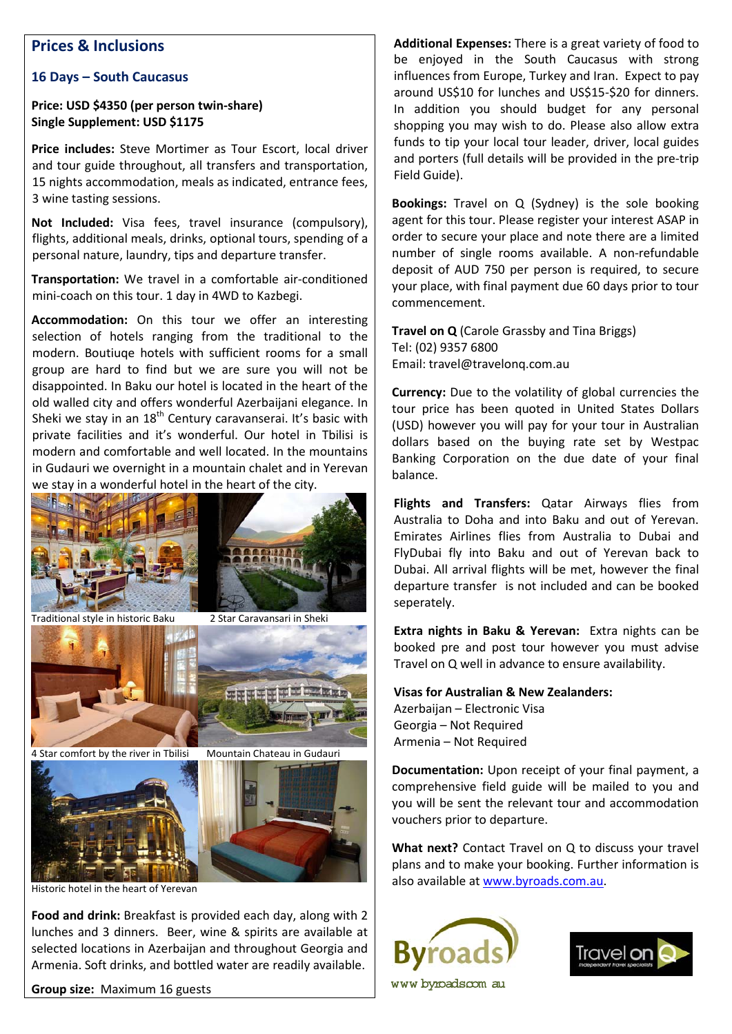## Prices & Inclusions

### 16 Days – South Caucasus

**Price: USD $4350 (per person twin-share)**
**Single Supplement: USD $1175**

**Price includes:** Steve Mortimer as Tour Escort, local driver and tour guide throughout, all transfers and transportation, 15 nights accommodation, meals as indicated, entrance fees, 3 wine tasting sessions.

**Not Included:** Visa fees, travel insurance (compulsory), flights, additional meals, drinks, optional tours, spending of a personal nature, laundry, tips and departure transfer.

**Transportation:** We travel in a comfortable air-conditioned mini-coach on this tour. 1 day in 4WD to Kazbegi.

**Accommodation:** On this tour we offer an interesting selection of hotels ranging from the traditional to the modern. Boutiuqe hotels with sufficient rooms for a small group are hard to find but we are sure you will not be disappointed. In Baku our hotel is located in the heart of the old walled city and offers wonderful Azerbaijani elegance. In Sheki we stay in an 18th Century caravanserai. It's basic with private facilities and it's wonderful. Our hotel in Tbilisi is modern and comfortable and well located. In the mountains in Gudauri we overnight in a mountain chalet and in Yerevan we stay in a wonderful hotel in the heart of the city.

Traditional style in historic Baku

2 Star Caravansari in Sheki

4 Star comfort by the river in Tbilisi

Mountain Chateau in Gudauri

Historic hotel in the heart of Yerevan

**Food and drink:** Breakfast is provided each day, along with 2 lunches and 3 dinners. Beer, wine & spirits are available at selected locations in Azerbaijan and throughout Georgia and Armenia. Soft drinks, and bottled water are readily available.

**Group size:** Maximum 16 guests

**Additional Expenses:** There is a great variety of food to be enjoyed in the South Caucasus with strong influences from Europe, Turkey and Iran. Expect to pay around US$10 for lunches and US$15-$20 for dinners. In addition you should budget for any personal shopping you may wish to do. Please also allow extra funds to tip your local tour leader, driver, local guides and porters (full details will be provided in the pre-trip Field Guide).

**Bookings:** Travel on Q (Sydney) is the sole booking agent for this tour. Please register your interest ASAP in order to secure your place and note there are a limited number of single rooms available. A non-refundable deposit of AUD 750 per person is required, to secure your place, with final payment due 60 days prior to tour commencement.

**Travel on Q** (Carole Grassby and Tina Briggs)
Tel: (02) 9357 6800
Email: travel@travelonq.com.au

**Currency:** Due to the volatility of global currencies the tour price has been quoted in United States Dollars (USD) however you will pay for your tour in Australian dollars based on the buying rate set by Westpac Banking Corporation on the due date of your final balance.

**Flights and Transfers:** Qatar Airways flies from Australia to Doha and into Baku and out of Yerevan. Emirates Airlines flies from Australia to Dubai and FlyDubai fly into Baku and out of Yerevan back to Dubai. All arrival flights will be met, however the final departure transfer is not included and can be booked seperately.

**Extra nights in Baku & Yerevan:** Extra nights can be booked pre and post tour however you must advise Travel on Q well in advance to ensure availability.

**Visas for Australian & New Zealanders:**
Azerbaijan – Electronic Visa
Georgia – Not Required
Armenia – Not Required

**Documentation:** Upon receipt of your final payment, a comprehensive field guide will be mailed to you and you will be sent the relevant tour and accommodation vouchers prior to departure.

**What next?** Contact Travel on Q to discuss your travel plans and to make your booking. Further information is also available at www.byroads.com.au.

Byroads
www.byroads.com.au

Travel on Q
Independent travel specialists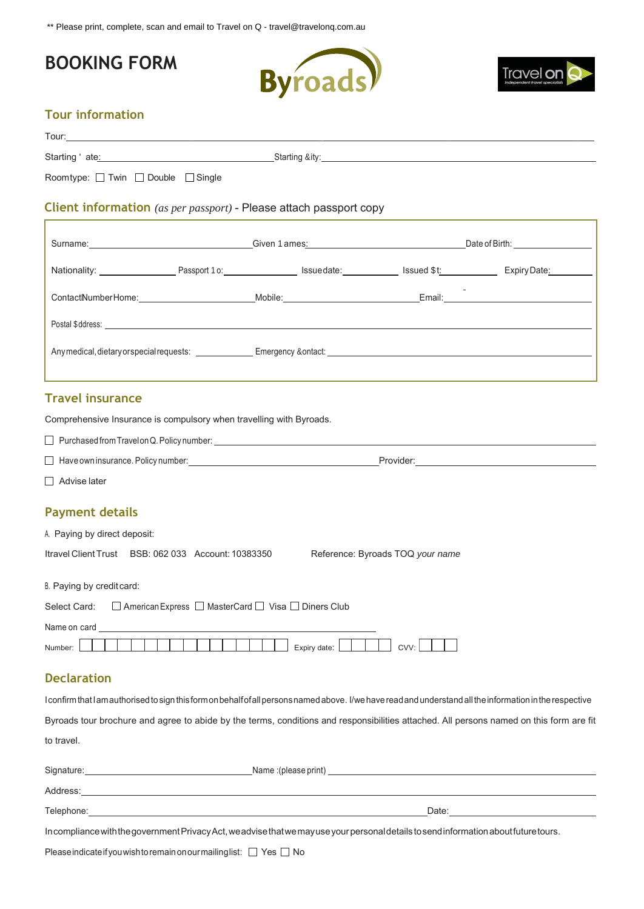** Please print, complete, scan and email to Travel on Q - travel@travelonq.com.au

# BOOKING FORM

Byroads

Travel on Q
Independent travel specialists

## Tour information

Tour: ____________________

Starting ' ate: ____________________ Starting &ity: ____________________

Roomtype: ☐ Twin ☐ Double ☐ Single

## Client information *(as per passport)* - Please attach passport copy

Surname: ____________________ Given 1 ames: ____________________ Date of Birth: ____________________

Nationality: ____________________ Passport 1 o: ____________________ Issuedate: ____________________ Issued $t: ____________________ Expiry Date: ____________________

ContactNumberHome: ____________________ Mobile: ____________________ Email: ____________________

Postal $ddress: ____________________

Any medical, dietary or special requests: ____________________ Emergency &ontact: ____________________

## Travel insurance

Comprehensive Insurance is compulsory when travelling with Byroads.

☐ Purchased from Travel on Q. Policy number: ____________________

☐ Have own insurance. Policy number: ____________________ Provider: ____________________

☐ Advise later

## Payment details

A. Paying by direct deposit:

Itravel Client Trust BSB: 062 033 Account: 10383350 Reference: Byroads TOQ *your name*

B. Paying by credit card:

Select Card: ☐ American Express ☐ MasterCard ☐ Visa ☐ Diners Club

Name on card ____________________

Number: ☐☐☐☐☐☐☐☐☐☐☐☐☐☐☐☐ Expiry date: ☐☐☐☐ CVV: ☐☐☐

## Declaration

I confirm that I am authorised to sign this form on behalf of all persons named above. I/we have read and understand all the information in the respective Byroads tour brochure and agree to abide by the terms, conditions and responsibilities attached. All persons named on this form are fit to travel.

Signature: ____________________ Name :(please print) ____________________

Address: ____________________

Telephone: ____________________ Date: ____________________

In compliance with the government Privacy Act, we advise that we may use your personal details to send information about future tours.

Please indicate if you wish to remain on our mailing list: ☐ Yes ☐ No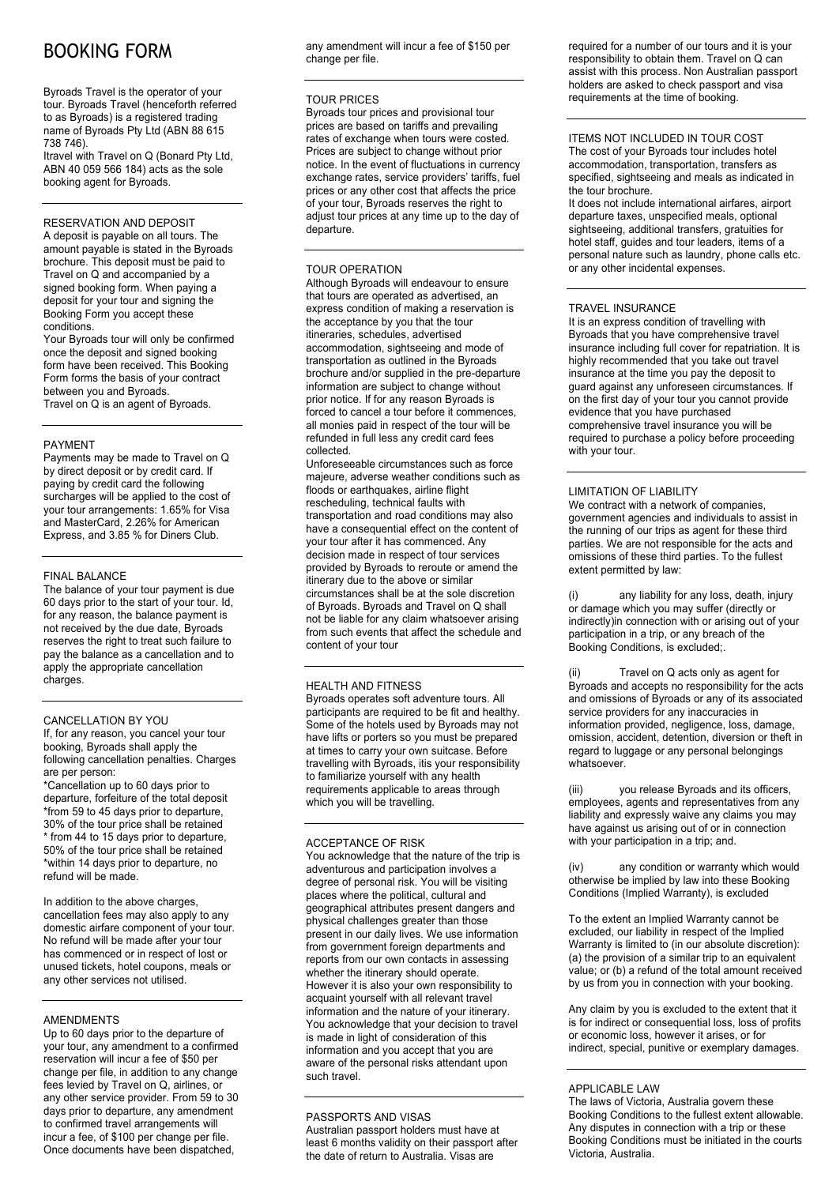# BOOKING FORM

Byroads Travel is the operator of your tour. Byroads Travel (henceforth referred to as Byroads) is a registered trading name of Byroads Pty Ltd (ABN 88 615 738 746).

Itravel with Travel on Q (Bonard Pty Ltd, ABN 40 059 566 184) acts as the sole booking agent for Byroads.

## RESERVATION AND DEPOSIT

A deposit is payable on all tours. The amount payable is stated in the Byroads brochure. This deposit must be paid to Travel on Q and accompanied by a signed booking form. When paying a deposit for your tour and signing the Booking Form you accept these conditions.

Your Byroads tour will only be confirmed once the deposit and signed booking form have been received. This Booking Form forms the basis of your contract between you and Byroads.

Travel on Q is an agent of Byroads.

## PAYMENT

Payments may be made to Travel on Q by direct deposit or by credit card. If paying by credit card the following surcharges will be applied to the cost of your tour arrangements: 1.65% for Visa and MasterCard, 2.26% for American Express, and 3.85 % for Diners Club.

## FINAL BALANCE

The balance of your tour payment is due 60 days prior to the start of your tour. Id, for any reason, the balance payment is not received by the due date, Byroads reserves the right to treat such failure to pay the balance as a cancellation and to apply the appropriate cancellation charges.

## CANCELLATION BY YOU

If, for any reason, you cancel your tour booking, Byroads shall apply the following cancellation penalties. Charges are per person:

*Cancellation up to 60 days prior to departure, forfeiture of the total deposit
*from 59 to 45 days prior to departure, 30% of the tour price shall be retained
* from 44 to 15 days prior to departure, 50% of the tour price shall be retained
*within 14 days prior to departure, no refund will be made.

In addition to the above charges, cancellation fees may also apply to any domestic airfare component of your tour. No refund will be made after your tour has commenced or in respect of lost or unused tickets, hotel coupons, meals or any other services not utilised.

## AMENDMENTS

Up to 60 days prior to the departure of your tour, any amendment to a confirmed reservation will incur a fee of $50 per change per file, in addition to any change fees levied by Travel on Q, airlines, or any other service provider. From 59 to 30 days prior to departure, any amendment to confirmed travel arrangements will incur a fee, of $100 per change per file. Once documents have been dispatched, any amendment will incur a fee of $150 per change per file.

## TOUR PRICES

Byroads tour prices and provisional tour prices are based on tariffs and prevailing rates of exchange when tours were costed. Prices are subject to change without prior notice. In the event of fluctuations in currency exchange rates, service providers' tariffs, fuel prices or any other cost that affects the price of your tour, Byroads reserves the right to adjust tour prices at any time up to the day of departure.

## TOUR OPERATION

Although Byroads will endeavour to ensure that tours are operated as advertised, an express condition of making a reservation is the acceptance by you that the tour itineraries, schedules, advertised accommodation, sightseeing and mode of transportation as outlined in the Byroads brochure and/or supplied in the pre-departure information are subject to change without prior notice. If for any reason Byroads is forced to cancel a tour before it commences, all monies paid in respect of the tour will be refunded in full less any credit card fees collected.

Unforeseeable circumstances such as force majeure, adverse weather conditions such as floods or earthquakes, airline flight rescheduling, technical faults with transportation and road conditions may also have a consequential effect on the content of your tour after it has commenced. Any decision made in respect of tour services provided by Byroads to reroute or amend the itinerary due to the above or similar circumstances shall be at the sole discretion of Byroads. Byroads and Travel on Q shall not be liable for any claim whatsoever arising from such events that affect the schedule and content of your tour

## HEALTH AND FITNESS

Byroads operates soft adventure tours. All participants are required to be fit and healthy. Some of the hotels used by Byroads may not have lifts or porters so you must be prepared at times to carry your own suitcase. Before travelling with Byroads, itis your responsibility to familiarize yourself with any health requirements applicable to areas through which you will be travelling.

## ACCEPTANCE OF RISK

You acknowledge that the nature of the trip is adventurous and participation involves a degree of personal risk. You will be visiting places where the political, cultural and geographical attributes present dangers and physical challenges greater than those present in our daily lives. We use information from government foreign departments and reports from our own contacts in assessing whether the itinerary should operate. However it is also your own responsibility to acquaint yourself with all relevant travel information and the nature of your itinerary. You acknowledge that your decision to travel is made in light of consideration of this information and you accept that you are aware of the personal risks attendant upon such travel.

## PASSPORTS AND VISAS

Australian passport holders must have at least 6 months validity on their passport after the date of return to Australia. Visas are required for a number of our tours and it is your responsibility to obtain them. Travel on Q can assist with this process. Non Australian passport holders are asked to check passport and visa requirements at the time of booking.

## ITEMS NOT INCLUDED IN TOUR COST

The cost of your Byroads tour includes hotel accommodation, transportation, transfers as specified, sightseeing and meals as indicated in the tour brochure.

It does not include international airfares, airport departure taxes, unspecified meals, optional sightseeing, additional transfers, gratuities for hotel staff, guides and tour leaders, items of a personal nature such as laundry, phone calls etc. or any other incidental expenses.

## TRAVEL INSURANCE

It is an express condition of travelling with Byroads that you have comprehensive travel insurance including full cover for repatriation. It is highly recommended that you take out travel insurance at the time you pay the deposit to guard against any unforeseen circumstances. If on the first day of your tour you cannot provide evidence that you have purchased comprehensive travel insurance you will be required to purchase a policy before proceeding with your tour.

## LIMITATION OF LIABILITY

We contract with a network of companies, government agencies and individuals to assist in the running of our trips as agent for these third parties. We are not responsible for the acts and omissions of these third parties. To the fullest extent permitted by law:

(i) any liability for any loss, death, injury or damage which you may suffer (directly or indirectly)in connection with or arising out of your participation in a trip, or any breach of the Booking Conditions, is excluded;.

(ii) Travel on Q acts only as agent for Byroads and accepts no responsibility for the acts and omissions of Byroads or any of its associated service providers for any inaccuracies in information provided, negligence, loss, damage, omission, accident, detention, diversion or theft in regard to luggage or any personal belongings whatsoever.

(iii) you release Byroads and its officers, employees, agents and representatives from any liability and expressly waive any claims you may have against us arising out of or in connection with your participation in a trip; and.

(iv) any condition or warranty which would otherwise be implied by law into these Booking Conditions (Implied Warranty), is excluded

To the extent an Implied Warranty cannot be excluded, our liability in respect of the Implied Warranty is limited to (in our absolute discretion): (a) the provision of a similar trip to an equivalent value; or (b) a refund of the total amount received by us from you in connection with your booking.

Any claim by you is excluded to the extent that it is for indirect or consequential loss, loss of profits or economic loss, however it arises, or for indirect, special, punitive or exemplary damages.

## APPLICABLE LAW

The laws of Victoria, Australia govern these Booking Conditions to the fullest extent allowable. Any disputes in connection with a trip or these Booking Conditions must be initiated in the courts Victoria, Australia.